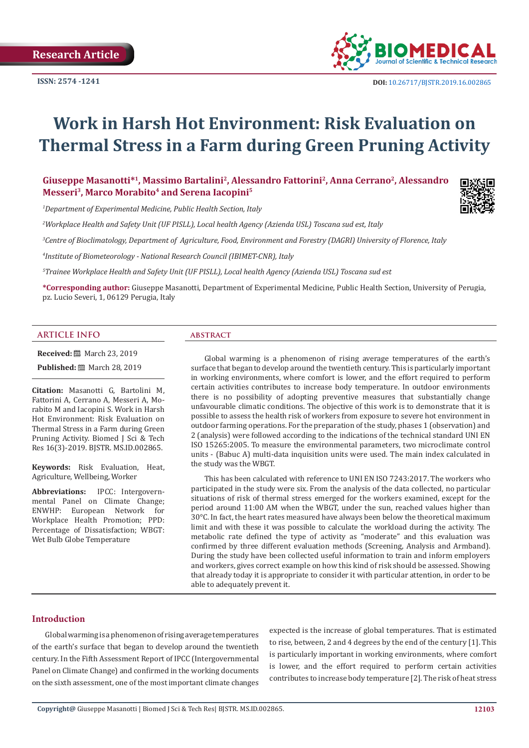Research Article

ISSN: 2574 -1241

DOI: 10.26717/BJSTR.2019.16.002865

# Work in Harsh Hot Environment: Risk Evaluation on Thermal Stress in a Farm during Green Pruning Activity

**Giuseppe Masanotti*[1], Massimo Bartalini[2], Alessandro Fattorini[2], Anna Cerrano[2], Alessandro Messeri[3], Marco Morabito[4] and Serena Iacopini[5]**

*[1]Department of Experimental Medicine, Public Health Section, Italy*

*[2]Workplace Health and Safety Unit (UF PISLL), Local health Agency (Azienda USL) Toscana sud est, Italy*

*[3]Centre of Bioclimatology, Department of Agriculture, Food, Environment and Forestry (DAGRI) University of Florence, Italy*

*[4]Institute of Biometeorology - National Research Council (IBIMET-CNR), Italy*

*[5]Trainee Workplace Health and Safety Unit (UF PISLL), Local health Agency (Azienda USL) Toscana sud est*

**\*Corresponding author:** Giuseppe Masanotti, Department of Experimental Medicine, Public Health Section, University of Perugia, pz. Lucio Severi, 1, 06129 Perugia, Italy

## ARTICLE INFO

**Received:** March 23, 2019

**Published:** March 28, 2019

**Citation:** Masanotti G, Bartolini M, Fattorini A, Cerrano A, Messeri A, Morabito M and Iacopini S. Work in Harsh Hot Environment: Risk Evaluation on Thermal Stress in a Farm during Green Pruning Activity. Biomed J Sci & Tech Res 16(3)-2019. BJSTR. MS.ID.002865.

**Keywords:** Risk Evaluation, Heat, Agriculture, Wellbeing, Worker

**Abbreviations:** IPCC: Intergovernmental Panel on Climate Change; ENWHP: European Network for Workplace Health Promotion; PPD: Percentage of Dissatisfaction; WBGT: Wet Bulb Globe Temperature

## ABSTRACT

Global warming is a phenomenon of rising average temperatures of the earth's surface that began to develop around the twentieth century. This is particularly important in working environments, where comfort is lower, and the effort required to perform certain activities contributes to increase body temperature. In outdoor environments there is no possibility of adopting preventive measures that substantially change unfavourable climatic conditions. The objective of this work is to demonstrate that it is possible to assess the health risk of workers from exposure to severe hot environment in outdoor farming operations. For the preparation of the study, phases 1 (observation) and 2 (analysis) were followed according to the indications of the technical standard UNI EN ISO 15265:2005. To measure the environmental parameters, two microclimate control units - (Babuc A) multi-data inquisition units were used. The main index calculated in the study was the WBGT.

This has been calculated with reference to UNI EN ISO 7243:2017. The workers who participated in the study were six. From the analysis of the data collected, no particular situations of risk of thermal stress emerged for the workers examined, except for the period around 11:00 AM when the WBGT, under the sun, reached values higher than 30°C. In fact, the heart rates measured have always been below the theoretical maximum limit and with these it was possible to calculate the workload during the activity. The metabolic rate defined the type of activity as "moderate" and this evaluation was confirmed by three different evaluation methods (Screening, Analysis and Armband). During the study have been collected useful information to train and inform employers and workers, gives correct example on how this kind of risk should be assessed. Showing that already today it is appropriate to consider it with particular attention, in order to be able to adequately prevent it.

## Introduction

Global warming is a phenomenon of rising average temperatures of the earth's surface that began to develop around the twentieth century. In the Fifth Assessment Report of IPCC (Intergovernmental Panel on Climate Change) and confirmed in the working documents on the sixth assessment, one of the most important climate changes expected is the increase of global temperatures. That is estimated to rise, between, 2 and 4 degrees by the end of the century [1]. This is particularly important in working environments, where comfort is lower, and the effort required to perform certain activities contributes to increase body temperature [2]. The risk of heat stress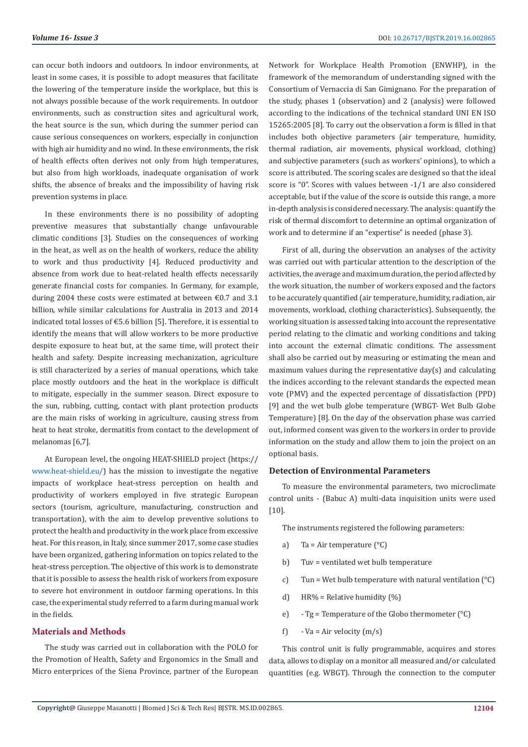can occur both indoors and outdoors. In indoor environments, at least in some cases, it is possible to adopt measures that facilitate the lowering of the temperature inside the workplace, but this is not always possible because of the work requirements. In outdoor environments, such as construction sites and agricultural work, the heat source is the sun, which during the summer period can cause serious consequences on workers, especially in conjunction with high air humidity and no wind. In these environments, the risk of health effects often derives not only from high temperatures, but also from high workloads, inadequate organisation of work shifts, the absence of breaks and the impossibility of having risk prevention systems in place.

In these environments there is no possibility of adopting preventive measures that substantially change unfavourable climatic conditions [3]. Studies on the consequences of working in the heat, as well as on the health of workers, reduce the ability to work and thus productivity [4]. Reduced productivity and absence from work due to heat-related health effects necessarily generate financial costs for companies. In Germany, for example, during 2004 these costs were estimated at between €0.7 and 3.1 billion, while similar calculations for Australia in 2013 and 2014 indicated total losses of €5.6 billion [5]. Therefore, it is essential to identify the means that will allow workers to be more productive despite exposure to heat but, at the same time, will protect their health and safety. Despite increasing mechanization, agriculture is still characterized by a series of manual operations, which take place mostly outdoors and the heat in the workplace is difficult to mitigate, especially in the summer season. Direct exposure to the sun, rubbing, cutting, contact with plant protection products are the main risks of working in agriculture, causing stress from heat to heat stroke, dermatitis from contact to the development of melanomas [6,7].

At European level, the ongoing HEAT-SHIELD project (https://www.heat-shield.eu/) has the mission to investigate the negative impacts of workplace heat-stress perception on health and productivity of workers employed in five strategic European sectors (tourism, agriculture, manufacturing, construction and transportation), with the aim to develop preventive solutions to protect the health and productivity in the work place from excessive heat. For this reason, in Italy, since summer 2017, some case studies have been organized, gathering information on topics related to the heat-stress perception. The objective of this work is to demonstrate that it is possible to assess the health risk of workers from exposure to severe hot environment in outdoor farming operations. In this case, the experimental study referred to a farm during manual work in the fields.

## Materials and Methods

The study was carried out in collaboration with the POLO for the Promotion of Health, Safety and Ergonomics in the Small and Micro enterprices of the Siena Province, partner of the European Network for Workplace Health Promotion (ENWHP), in the framework of the memorandum of understanding signed with the Consortium of Vernaccia di San Gimignano. For the preparation of the study, phases 1 (observation) and 2 (analysis) were followed according to the indications of the technical standard UNI EN ISO 15265:2005 [8]. To carry out the observation a form is filled in that includes both objective parameters (air temperature, humidity, thermal radiation, air movements, physical workload, clothing) and subjective parameters (such as workers' opinions), to which a score is attributed. The scoring scales are designed so that the ideal score is "0". Scores with values between -1/1 are also considered acceptable, but if the value of the score is outside this range, a more in-depth analysis is considered necessary. The analysis: quantify the risk of thermal discomfort to determine an optimal organization of work and to determine if an "expertise" is needed (phase 3).

First of all, during the observation an analyses of the activity was carried out with particular attention to the description of the activities, the average and maximum duration, the period affected by the work situation, the number of workers exposed and the factors to be accurately quantified (air temperature, humidity, radiation, air movements, workload, clothing characteristics). Subsequently, the working situation is assessed taking into account the representative period relating to the climatic and working conditions and taking into account the external climatic conditions. The assessment shall also be carried out by measuring or estimating the mean and maximum values during the representative day(s) and calculating the indices according to the relevant standards the expected mean vote (PMV) and the expected percentage of dissatisfaction (PPD) [9] and the wet bulb globe temperature (WBGT- Wet Bulb Globe Temperature) [8]. On the day of the observation phase was carried out, informed consent was given to the workers in order to provide information on the study and allow them to join the project on an optional basis.

### Detection of Environmental Parameters

To measure the environmental parameters, two microclimate control units - (Babuc A) multi-data inquisition units were used [10].

The instruments registered the following parameters:

a) Ta = Air temperature (°C)

b) Tuv = ventilated wet bulb temperature

c) Tun = Wet bulb temperature with natural ventilation (°C)

d) HR% = Relative humidity (%)

e) - Tg = Temperature of the Globo thermometer (°C)

f) - Va = Air velocity (m/s)

This control unit is fully programmable, acquires and stores data, allows to display on a monitor all measured and/or calculated quantities (e.g. WBGT). Through the connection to the computer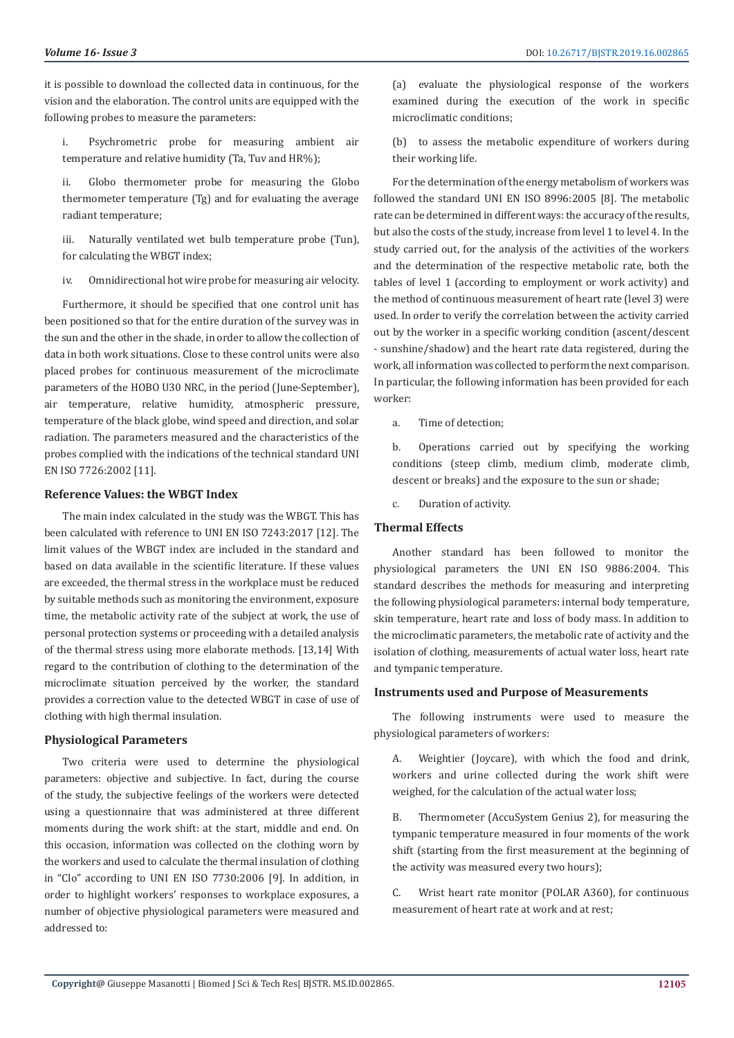it is possible to download the collected data in continuous, for the vision and the elaboration. The control units are equipped with the following probes to measure the parameters:

i. Psychrometric probe for measuring ambient air temperature and relative humidity (Ta, Tuv and HR%);

ii. Globo thermometer probe for measuring the Globo thermometer temperature (Tg) and for evaluating the average radiant temperature;

iii. Naturally ventilated wet bulb temperature probe (Tun), for calculating the WBGT index;

iv. Omnidirectional hot wire probe for measuring air velocity.

Furthermore, it should be specified that one control unit has been positioned so that for the entire duration of the survey was in the sun and the other in the shade, in order to allow the collection of data in both work situations. Close to these control units were also placed probes for continuous measurement of the microclimate parameters of the HOBO U30 NRC, in the period (June-September), air temperature, relative humidity, atmospheric pressure, temperature of the black globe, wind speed and direction, and solar radiation. The parameters measured and the characteristics of the probes complied with the indications of the technical standard UNI EN ISO 7726:2002 [11].

### Reference Values: the WBGT Index

The main index calculated in the study was the WBGT. This has been calculated with reference to UNI EN ISO 7243:2017 [12]. The limit values of the WBGT index are included in the standard and based on data available in the scientific literature. If these values are exceeded, the thermal stress in the workplace must be reduced by suitable methods such as monitoring the environment, exposure time, the metabolic activity rate of the subject at work, the use of personal protection systems or proceeding with a detailed analysis of the thermal stress using more elaborate methods. [13,14] With regard to the contribution of clothing to the determination of the microclimate situation perceived by the worker, the standard provides a correction value to the detected WBGT in case of use of clothing with high thermal insulation.

### Physiological Parameters

Two criteria were used to determine the physiological parameters: objective and subjective. In fact, during the course of the study, the subjective feelings of the workers were detected using a questionnaire that was administered at three different moments during the work shift: at the start, middle and end. On this occasion, information was collected on the clothing worn by the workers and used to calculate the thermal insulation of clothing in "Clo" according to UNI EN ISO 7730:2006 [9]. In addition, in order to highlight workers' responses to workplace exposures, a number of objective physiological parameters were measured and addressed to:

(a) evaluate the physiological response of the workers examined during the execution of the work in specific microclimatic conditions;

(b) to assess the metabolic expenditure of workers during their working life.

For the determination of the energy metabolism of workers was followed the standard UNI EN ISO 8996:2005 [8]. The metabolic rate can be determined in different ways: the accuracy of the results, but also the costs of the study, increase from level 1 to level 4. In the study carried out, for the analysis of the activities of the workers and the determination of the respective metabolic rate, both the tables of level 1 (according to employment or work activity) and the method of continuous measurement of heart rate (level 3) were used. In order to verify the correlation between the activity carried out by the worker in a specific working condition (ascent/descent - sunshine/shadow) and the heart rate data registered, during the work, all information was collected to perform the next comparison. In particular, the following information has been provided for each worker:

a. Time of detection;

b. Operations carried out by specifying the working conditions (steep climb, medium climb, moderate climb, descent or breaks) and the exposure to the sun or shade;

c. Duration of activity.

### Thermal Effects

Another standard has been followed to monitor the physiological parameters the UNI EN ISO 9886:2004. This standard describes the methods for measuring and interpreting the following physiological parameters: internal body temperature, skin temperature, heart rate and loss of body mass. In addition to the microclimatic parameters, the metabolic rate of activity and the isolation of clothing, measurements of actual water loss, heart rate and tympanic temperature.

### Instruments used and Purpose of Measurements

The following instruments were used to measure the physiological parameters of workers:

A. Weightier (Joycare), with which the food and drink, workers and urine collected during the work shift were weighed, for the calculation of the actual water loss;

B. Thermometer (AccuSystem Genius 2), for measuring the tympanic temperature measured in four moments of the work shift (starting from the first measurement at the beginning of the activity was measured every two hours);

C. Wrist heart rate monitor (POLAR A360), for continuous measurement of heart rate at work and at rest;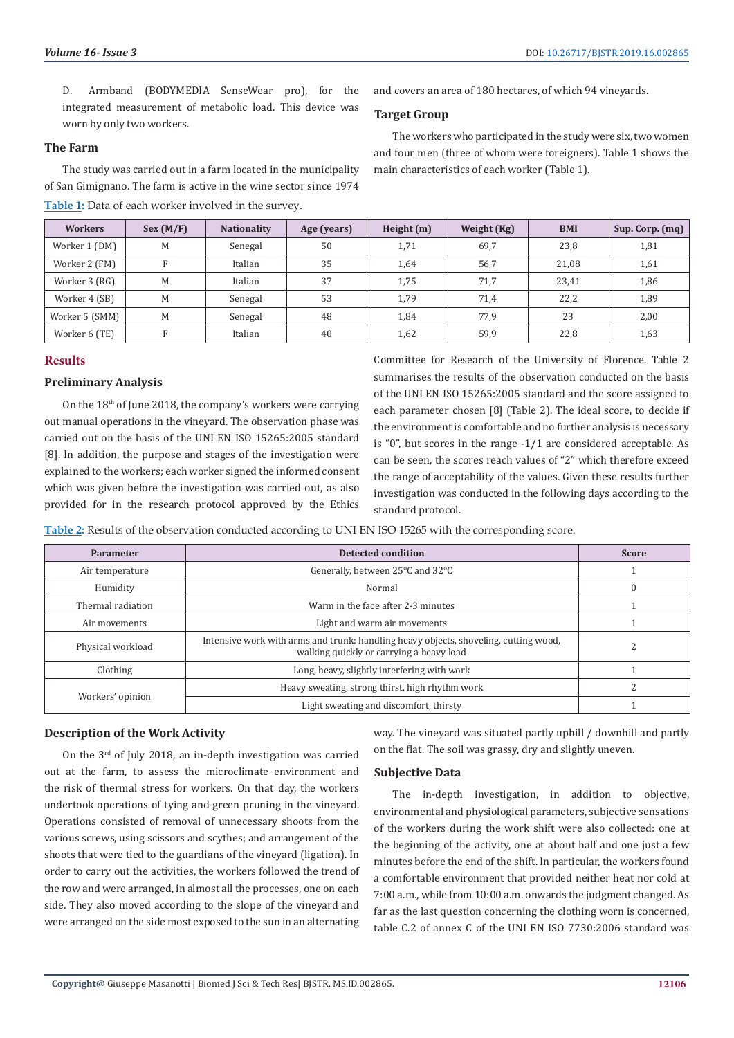D. Armband (BODYMEDIA SenseWear pro), for the integrated measurement of metabolic load. This device was worn by only two workers.

### The Farm

The study was carried out in a farm located in the municipality of San Gimignano. The farm is active in the wine sector since 1974 and covers an area of 180 hectares, of which 94 vineyards.

### Target Group

The workers who participated in the study were six, two women and four men (three of whom were foreigners). Table 1 shows the main characteristics of each worker (Table 1).

**Table 1:** Data of each worker involved in the survey.

| Workers | Sex (M/F) | Nationality | Age (years) | Height (m) | Weight (Kg) | BMI | Sup. Corp. (mq) |
|---|---|---|---|---|---|---|---|
| Worker 1 (DM) | M | Senegal | 50 | 1,71 | 69,7 | 23,8 | 1,81 |
| Worker 2 (FM) | F | Italian | 35 | 1,64 | 56,7 | 21,08 | 1,61 |
| Worker 3 (RG) | M | Italian | 37 | 1,75 | 71,7 | 23,41 | 1,86 |
| Worker 4 (SB) | M | Senegal | 53 | 1,79 | 71,4 | 22,2 | 1,89 |
| Worker 5 (SMM) | M | Senegal | 48 | 1,84 | 77,9 | 23 | 2,00 |
| Worker 6 (TE) | F | Italian | 40 | 1,62 | 59,9 | 22,8 | 1,63 |

## Results

### Preliminary Analysis

On the 18th of June 2018, the company's workers were carrying out manual operations in the vineyard. The observation phase was carried out on the basis of the UNI EN ISO 15265:2005 standard [8]. In addition, the purpose and stages of the investigation were explained to the workers; each worker signed the informed consent which was given before the investigation was carried out, as also provided for in the research protocol approved by the Ethics Committee for Research of the University of Florence. Table 2 summarises the results of the observation conducted on the basis of the UNI EN ISO 15265:2005 standard and the score assigned to each parameter chosen [8] (Table 2). The ideal score, to decide if the environment is comfortable and no further analysis is necessary is "0", but scores in the range -1/1 are considered acceptable. As can be seen, the scores reach values of "2" which therefore exceed the range of acceptability of the values. Given these results further investigation was conducted in the following days according to the standard protocol.

**Table 2:** Results of the observation conducted according to UNI EN ISO 15265 with the corresponding score.

| Parameter | Detected condition | Score |
|---|---|---|
| Air temperature | Generally, between 25°C and 32°C | 1 |
| Humidity | Normal | 0 |
| Thermal radiation | Warm in the face after 2-3 minutes | 1 |
| Air movements | Light and warm air movements | 1 |
| Physical workload | Intensive work with arms and trunk: handling heavy objects, shoveling, cutting wood, walking quickly or carrying a heavy load | 2 |
| Clothing | Long, heavy, slightly interfering with work | 1 |
| Workers' opinion | Heavy sweating, strong thirst, high rhythm work | 2 |
| | Light sweating and discomfort, thirsty | 1 |

### Description of the Work Activity

On the 3rd of July 2018, an in-depth investigation was carried out at the farm, to assess the microclimate environment and the risk of thermal stress for workers. On that day, the workers undertook operations of tying and green pruning in the vineyard. Operations consisted of removal of unnecessary shoots from the various screws, using scissors and scythes; and arrangement of the shoots that were tied to the guardians of the vineyard (ligation). In order to carry out the activities, the workers followed the trend of the row and were arranged, in almost all the processes, one on each side. They also moved according to the slope of the vineyard and were arranged on the side most exposed to the sun in an alternating way. The vineyard was situated partly uphill / downhill and partly on the flat. The soil was grassy, dry and slightly uneven.

### Subjective Data

The in-depth investigation, in addition to objective, environmental and physiological parameters, subjective sensations of the workers during the work shift were also collected: one at the beginning of the activity, one at about half and one just a few minutes before the end of the shift. In particular, the workers found a comfortable environment that provided neither heat nor cold at 7:00 a.m., while from 10:00 a.m. onwards the judgment changed. As far as the last question concerning the clothing worn is concerned, table C.2 of annex C of the UNI EN ISO 7730:2006 standard was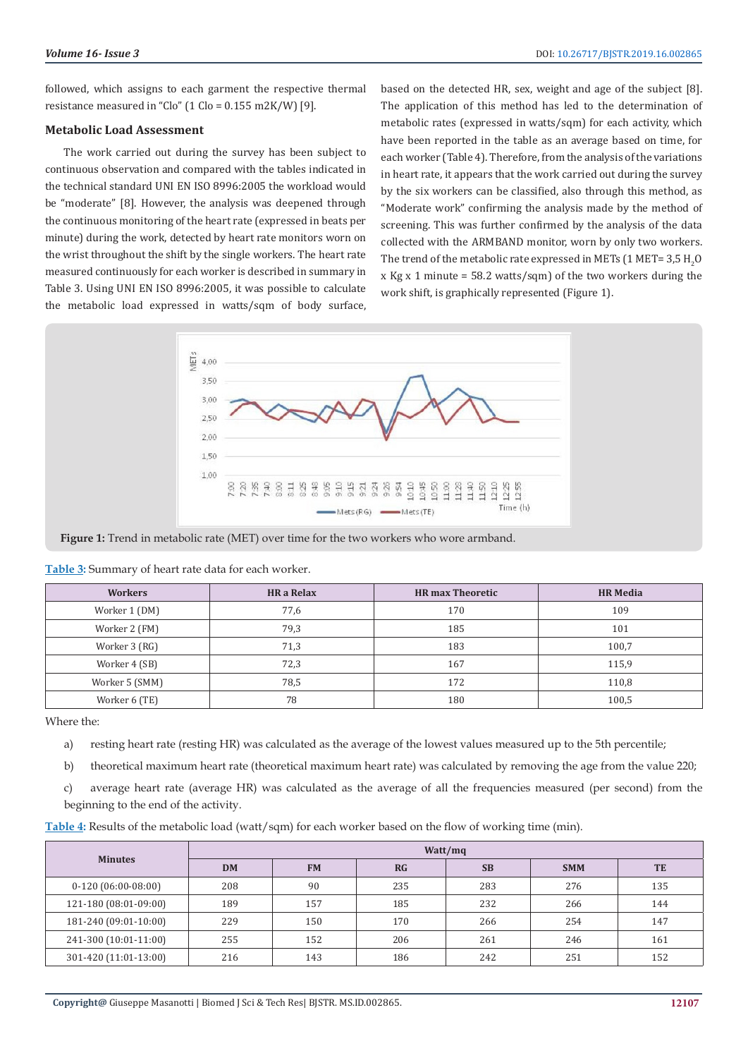followed, which assigns to each garment the respective thermal resistance measured in "Clo" (1 Clo = 0.155 m2K/W) [9].

### Metabolic Load Assessment

The work carried out during the survey has been subject to continuous observation and compared with the tables indicated in the technical standard UNI EN ISO 8996:2005 the workload would be "moderate" [8]. However, the analysis was deepened through the continuous monitoring of the heart rate (expressed in beats per minute) during the work, detected by heart rate monitors worn on the wrist throughout the shift by the single workers. The heart rate measured continuously for each worker is described in summary in Table 3. Using UNI EN ISO 8996:2005, it was possible to calculate the metabolic load expressed in watts/sqm of body surface, based on the detected HR, sex, weight and age of the subject [8]. The application of this method has led to the determination of metabolic rates (expressed in watts/sqm) for each activity, which have been reported in the table as an average based on time, for each worker (Table 4). Therefore, from the analysis of the variations in heart rate, it appears that the work carried out during the survey by the six workers can be classified, also through this method, as "Moderate work" confirming the analysis made by the method of screening. This was further confirmed by the analysis of the data collected with the ARMBAND monitor, worn by only two workers. The trend of the metabolic rate expressed in METs (1 MET= 3,5 $H_2O$ x Kg x 1 minute = 58.2 watts/sqm) of the two workers during the work shift, is graphically represented (Figure 1).

**Figure 1:** Trend in metabolic rate (MET) over time for the two workers who wore armband.

Table 3: Summary of heart rate data for each worker.

| Workers | HR a Relax | HR max Theoretic | HR Media |
|---|---|---|---|
| Worker 1 (DM) | 77,6 | 170 | 109 |
| Worker 2 (FM) | 79,3 | 185 | 101 |
| Worker 3 (RG) | 71,3 | 183 | 100,7 |
| Worker 4 (SB) | 72,3 | 167 | 115,9 |
| Worker 5 (SMM) | 78,5 | 172 | 110,8 |
| Worker 6 (TE) | 78 | 180 | 100,5 |

Where the:

a) resting heart rate (resting HR) was calculated as the average of the lowest values measured up to the 5th percentile;

b) theoretical maximum heart rate (theoretical maximum heart rate) was calculated by removing the age from the value 220;

c) average heart rate (average HR) was calculated as the average of all the frequencies measured (per second) from the beginning to the end of the activity.

Table 4: Results of the metabolic load (watt/sqm) for each worker based on the flow of working time (min).

| Minutes | Watt/mq | | | | | |
|---|---|---|---|---|---|---|
| | DM | FM | RG | SB | SMM | TE |
| 0-120 (06:00-08:00) | 208 | 90 | 235 | 283 | 276 | 135 |
| 121-180 (08:01-09:00) | 189 | 157 | 185 | 232 | 266 | 144 |
| 181-240 (09:01-10:00) | 229 | 150 | 170 | 266 | 254 | 147 |
| 241-300 (10:01-11:00) | 255 | 152 | 206 | 261 | 246 | 161 |
| 301-420 (11:01-13:00) | 216 | 143 | 186 | 242 | 251 | 152 |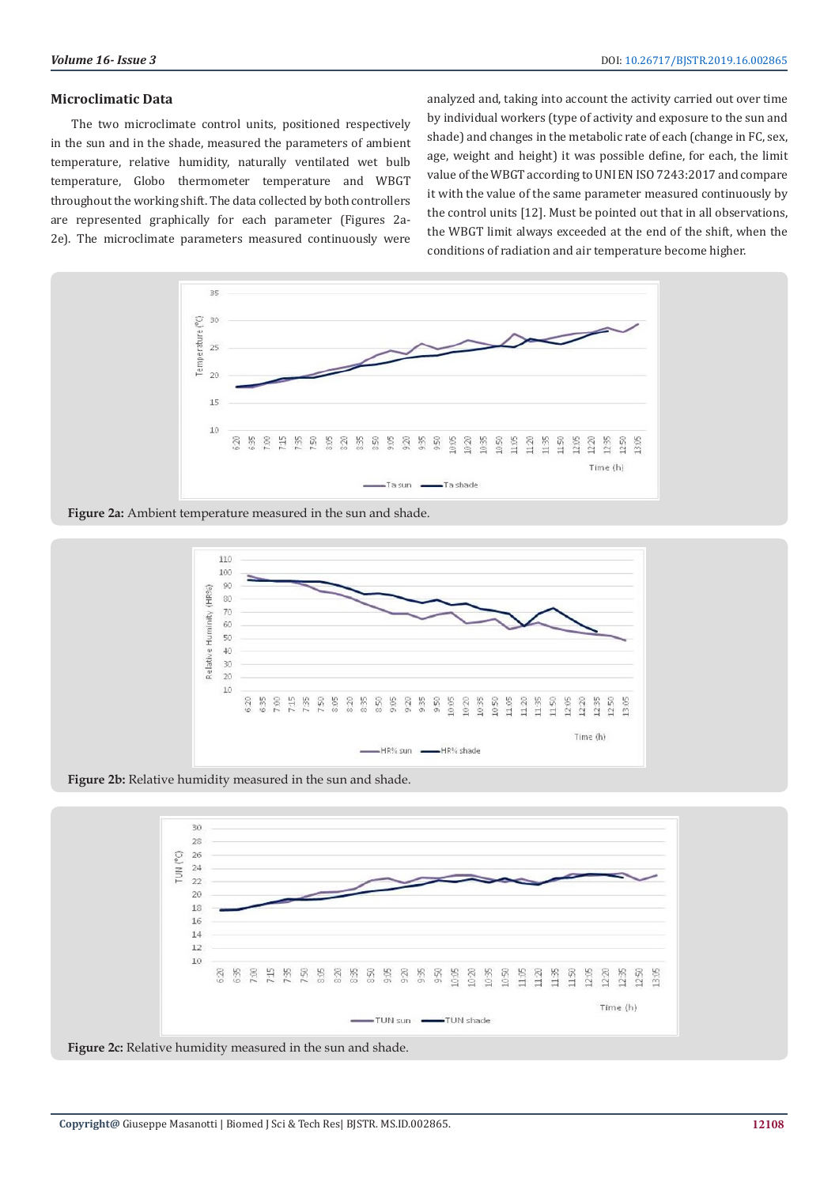### Microclimatic Data

The two microclimate control units, positioned respectively in the sun and in the shade, measured the parameters of ambient temperature, relative humidity, naturally ventilated wet bulb temperature, Globo thermometer temperature and WBGT throughout the working shift. The data collected by both controllers are represented graphically for each parameter (Figures 2a-2e). The microclimate parameters measured continuously were analyzed and, taking into account the activity carried out over time by individual workers (type of activity and exposure to the sun and shade) and changes in the metabolic rate of each (change in FC, sex, age, weight and height) it was possible define, for each, the limit value of the WBGT according to UNI EN ISO 7243:2017 and compare it with the value of the same parameter measured continuously by the control units [12]. Must be pointed out that in all observations, the WBGT limit always exceeded at the end of the shift, when the conditions of radiation and air temperature become higher.

**Figure 2a:** Ambient temperature measured in the sun and shade.

**Figure 2b:** Relative humidity measured in the sun and shade.

**Figure 2c:** Relative humidity measured in the sun and shade.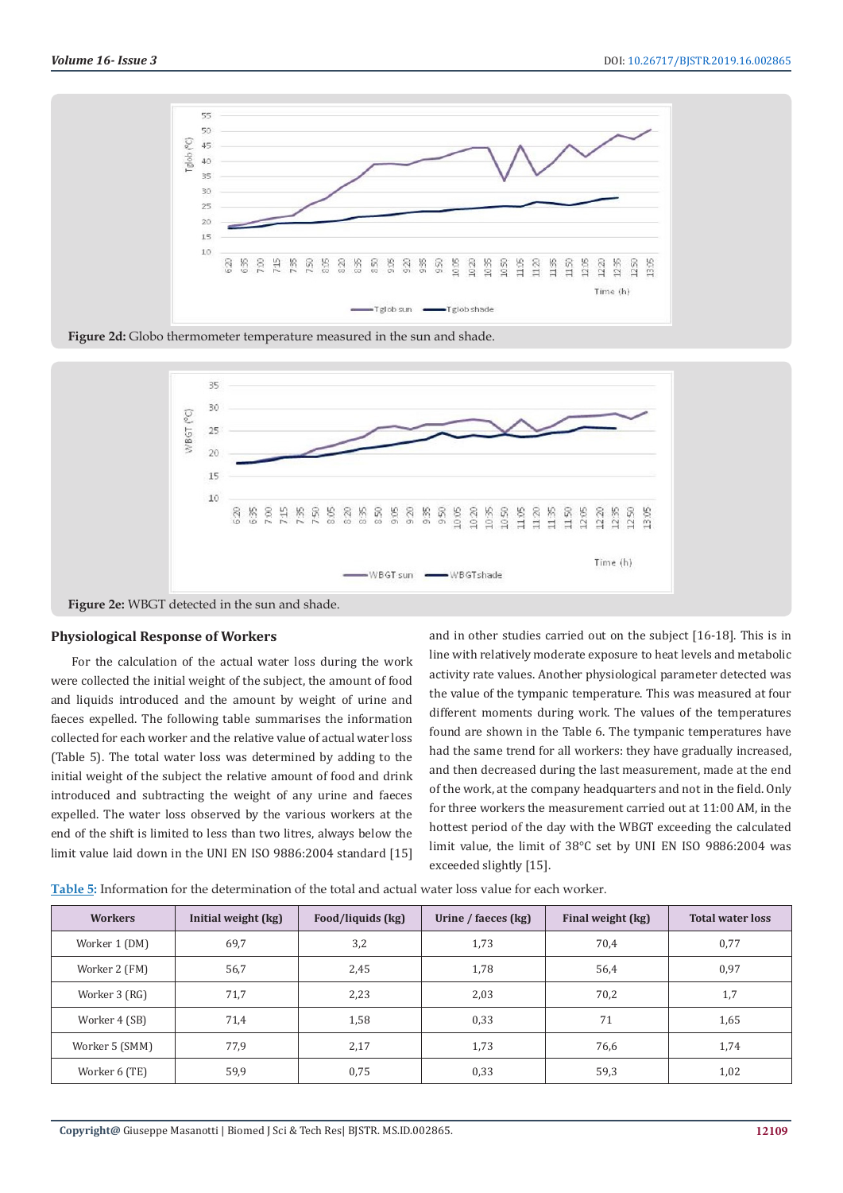**Figure 2d:** Globo thermometer temperature measured in the sun and shade.

**Figure 2e:** WBGT detected in the sun and shade.

## Physiological Response of Workers

For the calculation of the actual water loss during the work were collected the initial weight of the subject, the amount of food and liquids introduced and the amount by weight of urine and faeces expelled. The following table summarises the information collected for each worker and the relative value of actual water loss (Table 5). The total water loss was determined by adding to the initial weight of the subject the relative amount of food and drink introduced and subtracting the weight of any urine and faeces expelled. The water loss observed by the various workers at the end of the shift is limited to less than two litres, always below the limit value laid down in the UNI EN ISO 9886:2004 standard [15] and in other studies carried out on the subject [16-18]. This is in line with relatively moderate exposure to heat levels and metabolic activity rate values. Another physiological parameter detected was the value of the tympanic temperature. This was measured at four different moments during work. The values of the temperatures found are shown in the Table 6. The tympanic temperatures have had the same trend for all workers: they have gradually increased, and then decreased during the last measurement, made at the end of the work, at the company headquarters and not in the field. Only for three workers the measurement carried out at 11:00 AM, in the hottest period of the day with the WBGT exceeding the calculated limit value, the limit of 38°C set by UNI EN ISO 9886:2004 was exceeded slightly [15].

**Table 5:** Information for the determination of the total and actual water loss value for each worker.

| Workers | Initial weight (kg) | Food/liquids (kg) | Urine / faeces (kg) | Final weight (kg) | Total water loss |
|---|---|---|---|---|---|
| Worker 1 (DM) | 69,7 | 3,2 | 1,73 | 70,4 | 0,77 |
| Worker 2 (FM) | 56,7 | 2,45 | 1,78 | 56,4 | 0,97 |
| Worker 3 (RG) | 71,7 | 2,23 | 2,03 | 70,2 | 1,7 |
| Worker 4 (SB) | 71,4 | 1,58 | 0,33 | 71 | 1,65 |
| Worker 5 (SMM) | 77,9 | 2,17 | 1,73 | 76,6 | 1,74 |
| Worker 6 (TE) | 59,9 | 0,75 | 0,33 | 59,3 | 1,02 |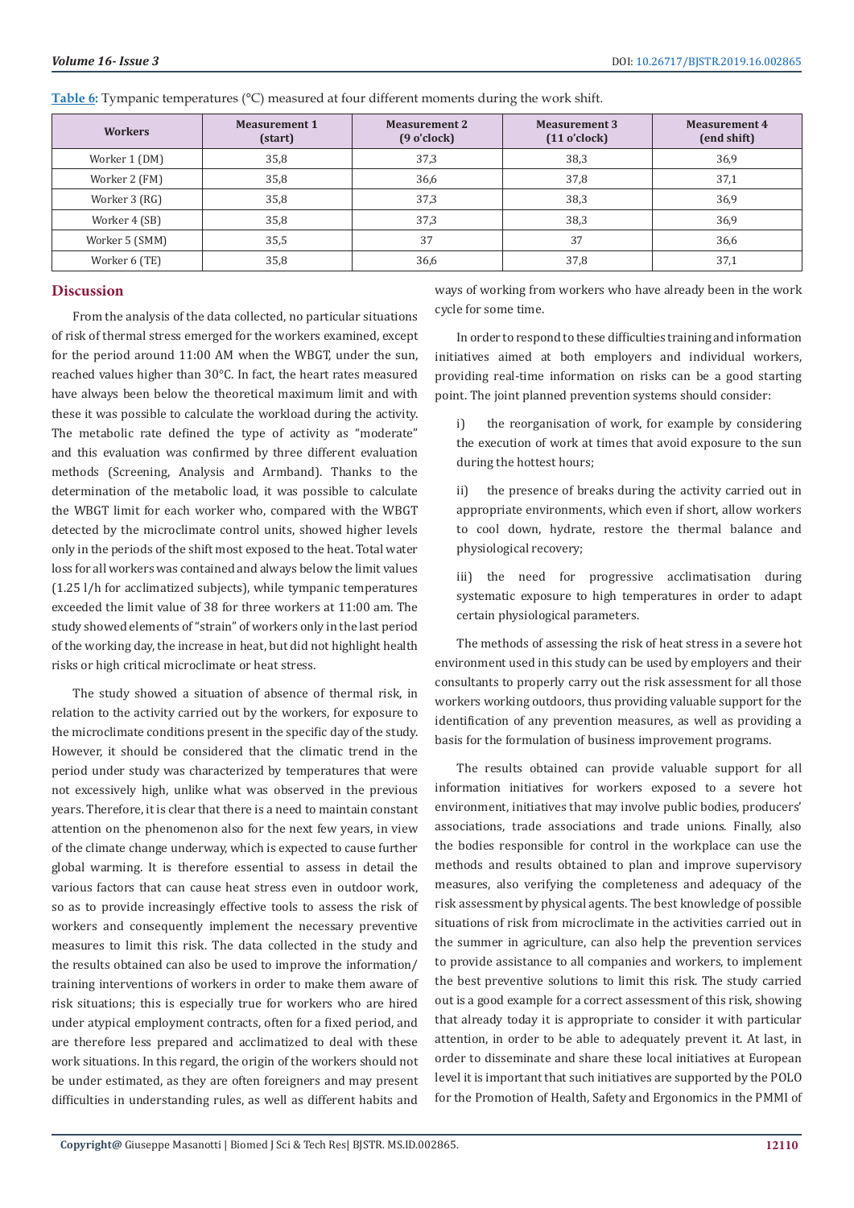**Table 6**: Tympanic temperatures (°C) measured at four different moments during the work shift.

| Workers | Measurement 1 (start) | Measurement 2 (9 o'clock) | Measurement 3 (11 o'clock) | Measurement 4 (end shift) |
|---|---|---|---|---|
| Worker 1 (DM) | 35,8 | 37,3 | 38,3 | 36,9 |
| Worker 2 (FM) | 35,8 | 36,6 | 37,8 | 37,1 |
| Worker 3 (RG) | 35,8 | 37,3 | 38,3 | 36,9 |
| Worker 4 (SB) | 35,8 | 37,3 | 38,3 | 36,9 |
| Worker 5 (SMM) | 35,5 | 37 | 37 | 36,6 |
| Worker 6 (TE) | 35,8 | 36,6 | 37,8 | 37,1 |

## Discussion

From the analysis of the data collected, no particular situations of risk of thermal stress emerged for the workers examined, except for the period around 11:00 AM when the WBGT, under the sun, reached values higher than 30°C. In fact, the heart rates measured have always been below the theoretical maximum limit and with these it was possible to calculate the workload during the activity. The metabolic rate defined the type of activity as "moderate" and this evaluation was confirmed by three different evaluation methods (Screening, Analysis and Armband). Thanks to the determination of the metabolic load, it was possible to calculate the WBGT limit for each worker who, compared with the WBGT detected by the microclimate control units, showed higher levels only in the periods of the shift most exposed to the heat. Total water loss for all workers was contained and always below the limit values (1.25 l/h for acclimatized subjects), while tympanic temperatures exceeded the limit value of 38 for three workers at 11:00 am. The study showed elements of "strain" of workers only in the last period of the working day, the increase in heat, but did not highlight health risks or high critical microclimate or heat stress.

The study showed a situation of absence of thermal risk, in relation to the activity carried out by the workers, for exposure to the microclimate conditions present in the specific day of the study. However, it should be considered that the climatic trend in the period under study was characterized by temperatures that were not excessively high, unlike what was observed in the previous years. Therefore, it is clear that there is a need to maintain constant attention on the phenomenon also for the next few years, in view of the climate change underway, which is expected to cause further global warming. It is therefore essential to assess in detail the various factors that can cause heat stress even in outdoor work, so as to provide increasingly effective tools to assess the risk of workers and consequently implement the necessary preventive measures to limit this risk. The data collected in the study and the results obtained can also be used to improve the information/training interventions of workers in order to make them aware of risk situations; this is especially true for workers who are hired under atypical employment contracts, often for a fixed period, and are therefore less prepared and acclimatized to deal with these work situations. In this regard, the origin of the workers should not be under estimated, as they are often foreigners and may present difficulties in understanding rules, as well as different habits and ways of working from workers who have already been in the work cycle for some time.

In order to respond to these difficulties training and information initiatives aimed at both employers and individual workers, providing real-time information on risks can be a good starting point. The joint planned prevention systems should consider:

i) the reorganisation of work, for example by considering the execution of work at times that avoid exposure to the sun during the hottest hours;

ii) the presence of breaks during the activity carried out in appropriate environments, which even if short, allow workers to cool down, hydrate, restore the thermal balance and physiological recovery;

iii) the need for progressive acclimatisation during systematic exposure to high temperatures in order to adapt certain physiological parameters.

The methods of assessing the risk of heat stress in a severe hot environment used in this study can be used by employers and their consultants to properly carry out the risk assessment for all those workers working outdoors, thus providing valuable support for the identification of any prevention measures, as well as providing a basis for the formulation of business improvement programs.

The results obtained can provide valuable support for all information initiatives for workers exposed to a severe hot environment, initiatives that may involve public bodies, producers' associations, trade associations and trade unions. Finally, also the bodies responsible for control in the workplace can use the methods and results obtained to plan and improve supervisory measures, also verifying the completeness and adequacy of the risk assessment by physical agents. The best knowledge of possible situations of risk from microclimate in the activities carried out in the summer in agriculture, can also help the prevention services to provide assistance to all companies and workers, to implement the best preventive solutions to limit this risk. The study carried out is a good example for a correct assessment of this risk, showing that already today it is appropriate to consider it with particular attention, in order to be able to adequately prevent it. At last, in order to disseminate and share these local initiatives at European level it is important that such initiatives are supported by the POLO for the Promotion of Health, Safety and Ergonomics in the PMMI of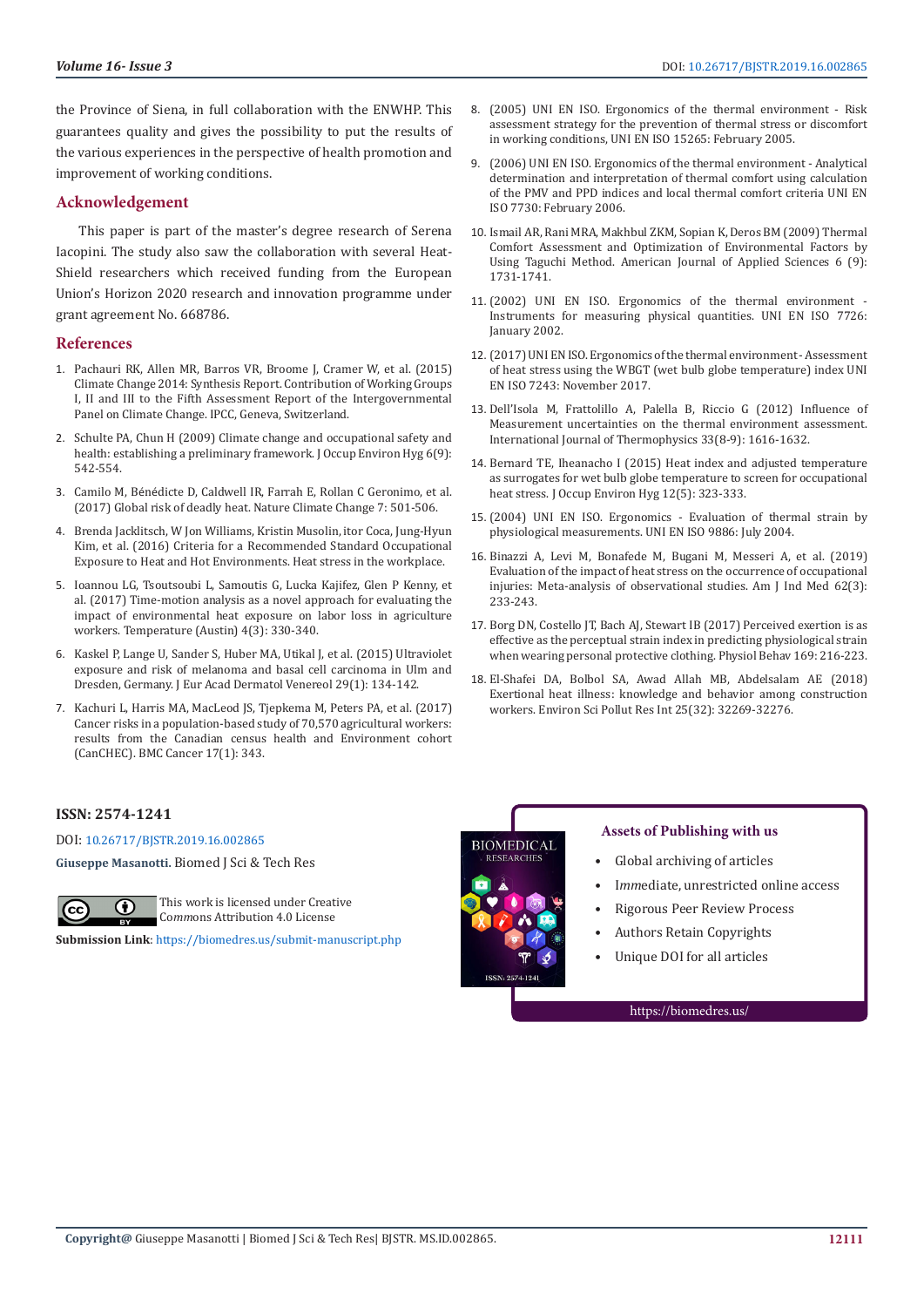the Province of Siena, in full collaboration with the ENWHP. This guarantees quality and gives the possibility to put the results of the various experiences in the perspective of health promotion and improvement of working conditions.

## Acknowledgement

This paper is part of the master's degree research of Serena Iacopini. The study also saw the collaboration with several Heat-Shield researchers which received funding from the European Union's Horizon 2020 research and innovation programme under grant agreement No. 668786.

## References

1. Pachauri RK, Allen MR, Barros VR, Broome J, Cramer W, et al. (2015) Climate Change 2014: Synthesis Report. Contribution of Working Groups I, II and III to the Fifth Assessment Report of the Intergovernmental Panel on Climate Change. IPCC, Geneva, Switzerland.
2. Schulte PA, Chun H (2009) Climate change and occupational safety and health: establishing a preliminary framework. J Occup Environ Hyg 6(9): 542-554.
3. Camilo M, Bénédicte D, Caldwell IR, Farrah E, Rollan C Geronimo, et al. (2017) Global risk of deadly heat. Nature Climate Change 7: 501-506.
4. Brenda Jacklitsch, W Jon Williams, Kristin Musolin, itor Coca, Jung-Hyun Kim, et al. (2016) Criteria for a Recommended Standard Occupational Exposure to Heat and Hot Environments. Heat stress in the workplace.
5. Ioannou LG, Tsoutsoubi L, Samoutis G, Lucka Kajifez, Glen P Kenny, et al. (2017) Time-motion analysis as a novel approach for evaluating the impact of environmental heat exposure on labor loss in agriculture workers. Temperature (Austin) 4(3): 330-340.
6. Kaskel P, Lange U, Sander S, Huber MA, Utikal J, et al. (2015) Ultraviolet exposure and risk of melanoma and basal cell carcinoma in Ulm and Dresden, Germany. J Eur Acad Dermatol Venereol 29(1): 134-142.
7. Kachuri L, Harris MA, MacLeod JS, Tjepkema M, Peters PA, et al. (2017) Cancer risks in a population-based study of 70,570 agricultural workers: results from the Canadian census health and Environment cohort (CanCHEC). BMC Cancer 17(1): 343.
8. (2005) UNI EN ISO. Ergonomics of the thermal environment - Risk assessment strategy for the prevention of thermal stress or discomfort in working conditions, UNI EN ISO 15265: February 2005.
9. (2006) UNI EN ISO. Ergonomics of the thermal environment - Analytical determination and interpretation of thermal comfort using calculation of the PMV and PPD indices and local thermal comfort criteria UNI EN ISO 7730: February 2006.
10. Ismail AR, Rani MRA, Makhbul ZKM, Sopian K, Deros BM (2009) Thermal Comfort Assessment and Optimization of Environmental Factors by Using Taguchi Method. American Journal of Applied Sciences 6 (9): 1731-1741.
11. (2002) UNI EN ISO. Ergonomics of the thermal environment - Instruments for measuring physical quantities. UNI EN ISO 7726: January 2002.
12. (2017) UNI EN ISO. Ergonomics of the thermal environment - Assessment of heat stress using the WBGT (wet bulb globe temperature) index UNI EN ISO 7243: November 2017.
13. Dell'Isola M, Frattolillo A, Palella B, Riccio G (2012) Influence of Measurement uncertainties on the thermal environment assessment. International Journal of Thermophysics 33(8-9): 1616-1632.
14. Bernard TE, Iheanacho I (2015) Heat index and adjusted temperature as surrogates for wet bulb globe temperature to screen for occupational heat stress. J Occup Environ Hyg 12(5): 323-333.
15. (2004) UNI EN ISO. Ergonomics - Evaluation of thermal strain by physiological measurements. UNI EN ISO 9886: July 2004.
16. Binazzi A, Levi M, Bonafede M, Bugani M, Messeri A, et al. (2019) Evaluation of the impact of heat stress on the occurrence of occupational injuries: Meta-analysis of observational studies. Am J Ind Med 62(3): 233-243.
17. Borg DN, Costello JT, Bach AJ, Stewart IB (2017) Perceived exertion is as effective as the perceptual strain index in predicting physiological strain when wearing personal protective clothing. Physiol Behav 169: 216-223.
18. El-Shafei DA, Bolbol SA, Awad Allah MB, Abdelsalam AE (2018) Exertional heat illness: knowledge and behavior among construction workers. Environ Sci Pollut Res Int 25(32): 32269-32276.

**ISSN: 2574-1241**

DOI: 10.26717/BJSTR.2019.16.002865

**Giuseppe Masanotti**. Biomed J Sci & Tech Res

This work is licensed under Creative Commons Attribution 4.0 License

**Submission Link**: https://biomedres.us/submit-manuscript.php

**Assets of Publishing with us**

- Global archiving of articles
- Immediate, unrestricted online access
- Rigorous Peer Review Process
- Authors Retain Copyrights
- Unique DOI for all articles

https://biomedres.us/